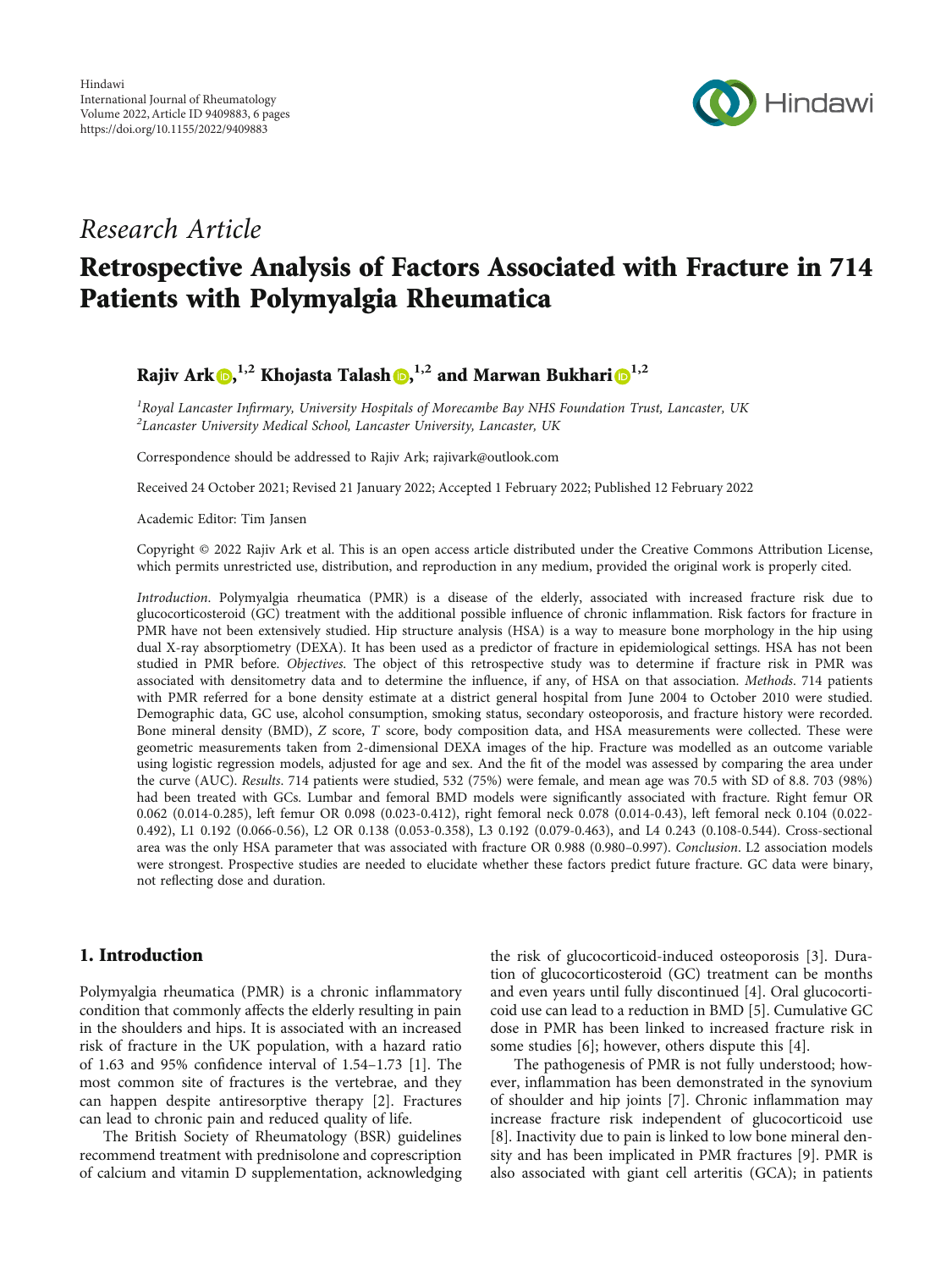Hindawi
International Journal of Rheumatology
Volume 2022, Article ID 9409883, 6 pages
https://doi.org/10.1155/2022/9409883

*Research Article*

# Retrospective Analysis of Factors Associated with Fracture in 714 Patients with Polymyalgia Rheumatica

**Rajiv Ark**[1,2] **Khojasta Talash**[1,2] **and Marwan Bukhari**[1,2]

[1]Royal Lancaster Infirmary, University Hospitals of Morecambe Bay NHS Foundation Trust, Lancaster, UK
[2]Lancaster University Medical School, Lancaster University, Lancaster, UK

Correspondence should be addressed to Rajiv Ark; rajivark@outlook.com

Received 24 October 2021; Revised 21 January 2022; Accepted 1 February 2022; Published 12 February 2022

Academic Editor: Tim Jansen

Copyright © 2022 Rajiv Ark et al. This is an open access article distributed under the Creative Commons Attribution License, which permits unrestricted use, distribution, and reproduction in any medium, provided the original work is properly cited.

*Introduction*. Polymyalgia rheumatica (PMR) is a disease of the elderly, associated with increased fracture risk due to glucocorticosteroid (GC) treatment with the additional possible influence of chronic inflammation. Risk factors for fracture in PMR have not been extensively studied. Hip structure analysis (HSA) is a way to measure bone morphology in the hip using dual X-ray absorptiometry (DEXA). It has been used as a predictor of fracture in epidemiological settings. HSA has not been studied in PMR before. *Objectives*. The object of this retrospective study was to determine if fracture risk in PMR was associated with densitometry data and to determine the influence, if any, of HSA on that association. *Methods*. 714 patients with PMR referred for a bone density estimate at a district general hospital from June 2004 to October 2010 were studied. Demographic data, GC use, alcohol consumption, smoking status, secondary osteoporosis, and fracture history were recorded. Bone mineral density (BMD), *Z* score, *T* score, body composition data, and HSA measurements were collected. These were geometric measurements taken from 2-dimensional DEXA images of the hip. Fracture was modelled as an outcome variable using logistic regression models, adjusted for age and sex. And the fit of the model was assessed by comparing the area under the curve (AUC). *Results*. 714 patients were studied, 532 (75%) were female, and mean age was 70.5 with SD of 8.8. 703 (98%) had been treated with GCs. Lumbar and femoral BMD models were significantly associated with fracture. Right femur OR 0.062 (0.014-0.285), left femur OR 0.098 (0.023-0.412), right femoral neck 0.078 (0.014-0.43), left femoral neck 0.104 (0.022-0.492), L1 0.192 (0.066-0.56), L2 OR 0.138 (0.053-0.358), L3 0.192 (0.079-0.463), and L4 0.243 (0.108-0.544). Cross-sectional area was the only HSA parameter that was associated with fracture OR 0.988 (0.980–0.997). *Conclusion*. L2 association models were strongest. Prospective studies are needed to elucidate whether these factors predict future fracture. GC data were binary, not reflecting dose and duration.

## 1. Introduction

Polymyalgia rheumatica (PMR) is a chronic inflammatory condition that commonly affects the elderly resulting in pain in the shoulders and hips. It is associated with an increased risk of fracture in the UK population, with a hazard ratio of 1.63 and 95% confidence interval of 1.54–1.73 [1]. The most common site of fractures is the vertebrae, and they can happen despite antiresorptive therapy [2]. Fractures can lead to chronic pain and reduced quality of life.

The British Society of Rheumatology (BSR) guidelines recommend treatment with prednisolone and coprescription of calcium and vitamin D supplementation, acknowledging the risk of glucocorticoid-induced osteoporosis [3]. Duration of glucocorticosteroid (GC) treatment can be months and even years until fully discontinued [4]. Oral glucocorticoid use can lead to a reduction in BMD [5]. Cumulative GC dose in PMR has been linked to increased fracture risk in some studies [6]; however, others dispute this [4].

The pathogenesis of PMR is not fully understood; however, inflammation has been demonstrated in the synovium of shoulder and hip joints [7]. Chronic inflammation may increase fracture risk independent of glucocorticoid use [8]. Inactivity due to pain is linked to low bone mineral density and has been implicated in PMR fractures [9]. PMR is also associated with giant cell arteritis (GCA); in patients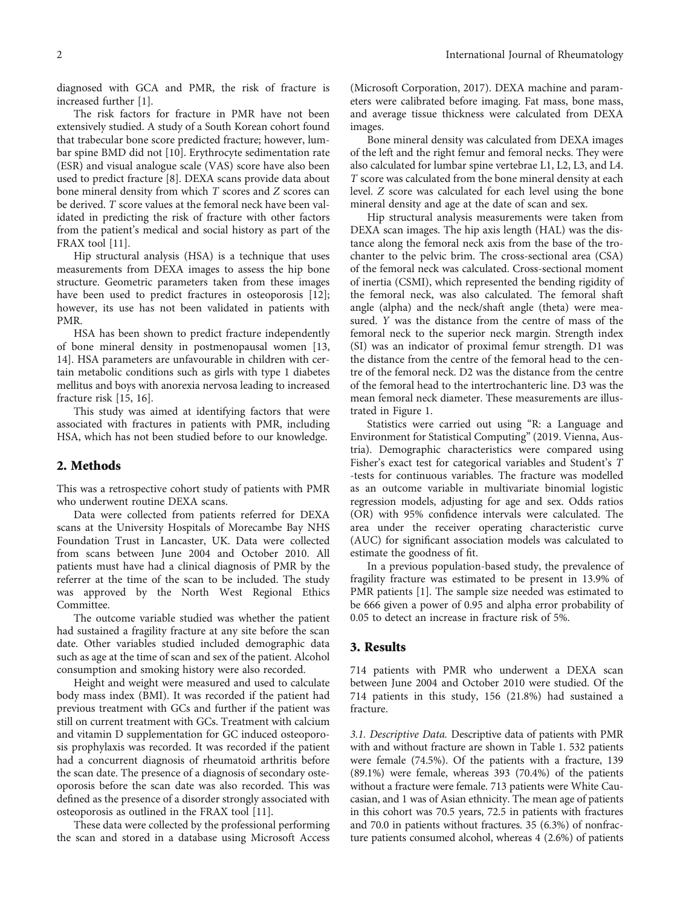diagnosed with GCA and PMR, the risk of fracture is increased further [1].

The risk factors for fracture in PMR have not been extensively studied. A study of a South Korean cohort found that trabecular bone score predicted fracture; however, lumbar spine BMD did not [10]. Erythrocyte sedimentation rate (ESR) and visual analogue scale (VAS) score have also been used to predict fracture [8]. DEXA scans provide data about bone mineral density from which *T* scores and *Z* scores can be derived. *T* score values at the femoral neck have been validated in predicting the risk of fracture with other factors from the patient's medical and social history as part of the FRAX tool [11].

Hip structural analysis (HSA) is a technique that uses measurements from DEXA images to assess the hip bone structure. Geometric parameters taken from these images have been used to predict fractures in osteoporosis [12]; however, its use has not been validated in patients with PMR.

HSA has been shown to predict fracture independently of bone mineral density in postmenopausal women [13, 14]. HSA parameters are unfavourable in children with certain metabolic conditions such as girls with type 1 diabetes mellitus and boys with anorexia nervosa leading to increased fracture risk [15, 16].

This study was aimed at identifying factors that were associated with fractures in patients with PMR, including HSA, which has not been studied before to our knowledge.

## 2. Methods

This was a retrospective cohort study of patients with PMR who underwent routine DEXA scans.

Data were collected from patients referred for DEXA scans at the University Hospitals of Morecambe Bay NHS Foundation Trust in Lancaster, UK. Data were collected from scans between June 2004 and October 2010. All patients must have had a clinical diagnosis of PMR by the referrer at the time of the scan to be included. The study was approved by the North West Regional Ethics Committee.

The outcome variable studied was whether the patient had sustained a fragility fracture at any site before the scan date. Other variables studied included demographic data such as age at the time of scan and sex of the patient. Alcohol consumption and smoking history were also recorded.

Height and weight were measured and used to calculate body mass index (BMI). It was recorded if the patient had previous treatment with GCs and further if the patient was still on current treatment with GCs. Treatment with calcium and vitamin D supplementation for GC induced osteoporosis prophylaxis was recorded. It was recorded if the patient had a concurrent diagnosis of rheumatoid arthritis before the scan date. The presence of a diagnosis of secondary osteoporosis before the scan date was also recorded. This was defined as the presence of a disorder strongly associated with osteoporosis as outlined in the FRAX tool [11].

These data were collected by the professional performing the scan and stored in a database using Microsoft Access (Microsoft Corporation, 2017). DEXA machine and parameters were calibrated before imaging. Fat mass, bone mass, and average tissue thickness were calculated from DEXA images.

Bone mineral density was calculated from DEXA images of the left and the right femur and femoral necks. They were also calculated for lumbar spine vertebrae L1, L2, L3, and L4. *T* score was calculated from the bone mineral density at each level. *Z* score was calculated for each level using the bone mineral density and age at the date of scan and sex.

Hip structural analysis measurements were taken from DEXA scan images. The hip axis length (HAL) was the distance along the femoral neck axis from the base of the trochanter to the pelvic brim. The cross-sectional area (CSA) of the femoral neck was calculated. Cross-sectional moment of inertia (CSMI), which represented the bending rigidity of the femoral neck, was also calculated. The femoral shaft angle (alpha) and the neck/shaft angle (theta) were measured. *Y* was the distance from the centre of mass of the femoral neck to the superior neck margin. Strength index (SI) was an indicator of proximal femur strength. D1 was the distance from the centre of the femoral head to the centre of the femoral neck. D2 was the distance from the centre of the femoral head to the intertrochanteric line. D3 was the mean femoral neck diameter. These measurements are illustrated in Figure 1.

Statistics were carried out using "R: a Language and Environment for Statistical Computing" (2019. Vienna, Austria). Demographic characteristics were compared using Fisher's exact test for categorical variables and Student's *T*-tests for continuous variables. The fracture was modelled as an outcome variable in multivariate binomial logistic regression models, adjusting for age and sex. Odds ratios (OR) with 95% confidence intervals were calculated. The area under the receiver operating characteristic curve (AUC) for significant association models was calculated to estimate the goodness of fit.

In a previous population-based study, the prevalence of fragility fracture was estimated to be present in 13.9% of PMR patients [1]. The sample size needed was estimated to be 666 given a power of 0.95 and alpha error probability of 0.05 to detect an increase in fracture risk of 5%.

## 3. Results

714 patients with PMR who underwent a DEXA scan between June 2004 and October 2010 were studied. Of the 714 patients in this study, 156 (21.8%) had sustained a fracture.

*3.1. Descriptive Data.* Descriptive data of patients with PMR with and without fracture are shown in Table 1. 532 patients were female (74.5%). Of the patients with a fracture, 139 (89.1%) were female, whereas 393 (70.4%) of the patients without a fracture were female. 713 patients were White Caucasian, and 1 was of Asian ethnicity. The mean age of patients in this cohort was 70.5 years, 72.5 in patients with fractures and 70.0 in patients without fractures. 35 (6.3%) of nonfracture patients consumed alcohol, whereas 4 (2.6%) of patients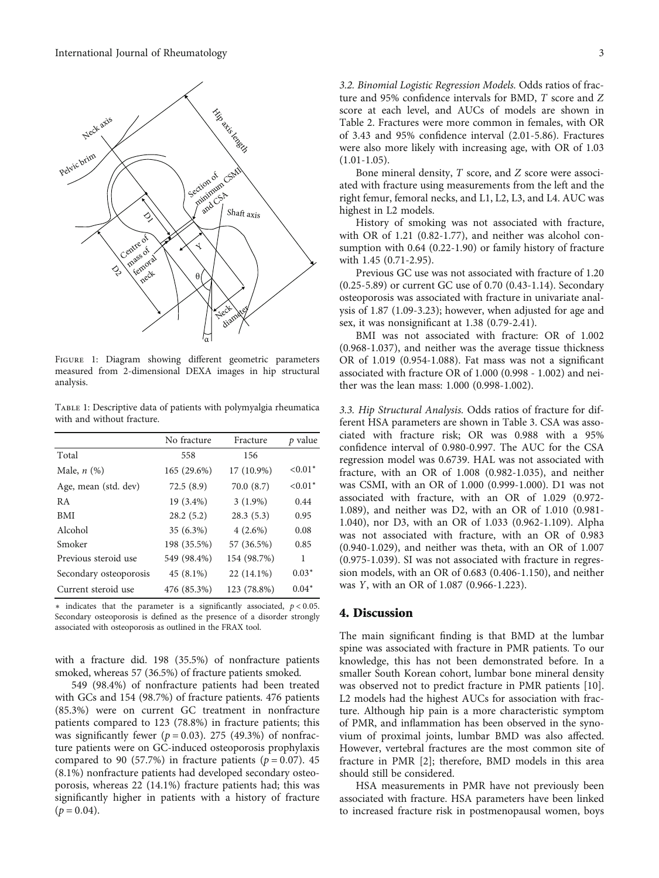Figure 1: Diagram showing different geometric parameters measured from 2-dimensional DEXA images in hip structural analysis.

Table 1: Descriptive data of patients with polymyalgia rheumatica with and without fracture.

| | No fracture | Fracture | $p$ value |
|---|---|---|---|
| Total | 558 | 156 | |
| Male, $n$ (%) | 165 (29.6%) | 17 (10.9%) | <0.01* |
| Age, mean (std. dev) | 72.5 (8.9) | 70.0 (8.7) | <0.01* |
| RA | 19 (3.4%) | 3 (1.9%) | 0.44 |
| BMI | 28.2 (5.2) | 28.3 (5.3) | 0.95 |
| Alcohol | 35 (6.3%) | 4 (2.6%) | 0.08 |
| Smoker | 198 (35.5%) | 57 (36.5%) | 0.85 |
| Previous steroid use | 549 (98.4%) | 154 (98.7%) | 1 |
| Secondary osteoporosis | 45 (8.1%) | 22 (14.1%) | 0.03* |
| Current steroid use | 476 (85.3%) | 123 (78.8%) | 0.04* |

* indicates that the parameter is a significantly associated, $p < 0.05$. Secondary osteoporosis is defined as the presence of a disorder strongly associated with osteoporosis as outlined in the FRAX tool.

with a fracture did. 198 (35.5%) of nonfracture patients smoked, whereas 57 (36.5%) of fracture patients smoked.

549 (98.4%) of nonfracture patients had been treated with GCs and 154 (98.7%) of fracture patients. 476 patients (85.3%) were on current GC treatment in nonfracture patients compared to 123 (78.8%) in fracture patients; this was significantly fewer ($p = 0.03$). 275 (49.3%) of nonfracture patients were on GC-induced osteoporosis prophylaxis compared to 90 (57.7%) in fracture patients ($p = 0.07$). 45 (8.1%) nonfracture patients had developed secondary osteoporosis, whereas 22 (14.1%) fracture patients had; this was significantly higher in patients with a history of fracture ($p = 0.04$).

*3.2. Binomial Logistic Regression Models.* Odds ratios of fracture and 95% confidence intervals for BMD, $T$ score and $Z$ score at each level, and AUCs of models are shown in Table 2. Fractures were more common in females, with OR of 3.43 and 95% confidence interval (2.01-5.86). Fractures were also more likely with increasing age, with OR of 1.03 (1.01-1.05).

Bone mineral density, $T$ score, and $Z$ score were associated with fracture using measurements from the left and the right femur, femoral necks, and L1, L2, L3, and L4. AUC was highest in L2 models.

History of smoking was not associated with fracture, with OR of 1.21 (0.82-1.77), and neither was alcohol consumption with 0.64 (0.22-1.90) or family history of fracture with 1.45 (0.71-2.95).

Previous GC use was not associated with fracture of 1.20 (0.25-5.89) or current GC use of 0.70 (0.43-1.14). Secondary osteoporosis was associated with fracture in univariate analysis of 1.87 (1.09-3.23); however, when adjusted for age and sex, it was nonsignificant at 1.38 (0.79-2.41).

BMI was not associated with fracture: OR of 1.002 (0.968-1.037), and neither was the average tissue thickness OR of 1.019 (0.954-1.088). Fat mass was not a significant associated with fracture OR of 1.000 (0.998 - 1.002) and neither was the lean mass: 1.000 (0.998-1.002).

*3.3. Hip Structural Analysis.* Odds ratios of fracture for different HSA parameters are shown in Table 3. CSA was associated with fracture risk; OR was 0.988 with a 95% confidence interval of 0.980-0.997. The AUC for the CSA regression model was 0.6739. HAL was not associated with fracture, with an OR of 1.008 (0.982-1.035), and neither was CSMI, with an OR of 1.000 (0.999-1.000). D1 was not associated with fracture, with an OR of 1.029 (0.972-1.089), and neither was D2, with an OR of 1.010 (0.981-1.040), nor D3, with an OR of 1.033 (0.962-1.109). Alpha was not associated with fracture, with an OR of 0.983 (0.940-1.029), and neither was theta, with an OR of 1.007 (0.975-1.039). SI was not associated with fracture in regression models, with an OR of 0.683 (0.406-1.150), and neither was $Y$, with an OR of 1.087 (0.966-1.223).

## 4. Discussion

The main significant finding is that BMD at the lumbar spine was associated with fracture in PMR patients. To our knowledge, this has not been demonstrated before. In a smaller South Korean cohort, lumbar bone mineral density was observed not to predict fracture in PMR patients [10]. L2 models had the highest AUCs for association with fracture. Although hip pain is a more characteristic symptom of PMR, and inflammation has been observed in the synovium of proximal joints, lumbar BMD was also affected. However, vertebral fractures are the most common site of fracture in PMR [2]; therefore, BMD models in this area should still be considered.

HSA measurements in PMR have not previously been associated with fracture. HSA parameters have been linked to increased fracture risk in postmenopausal women, boys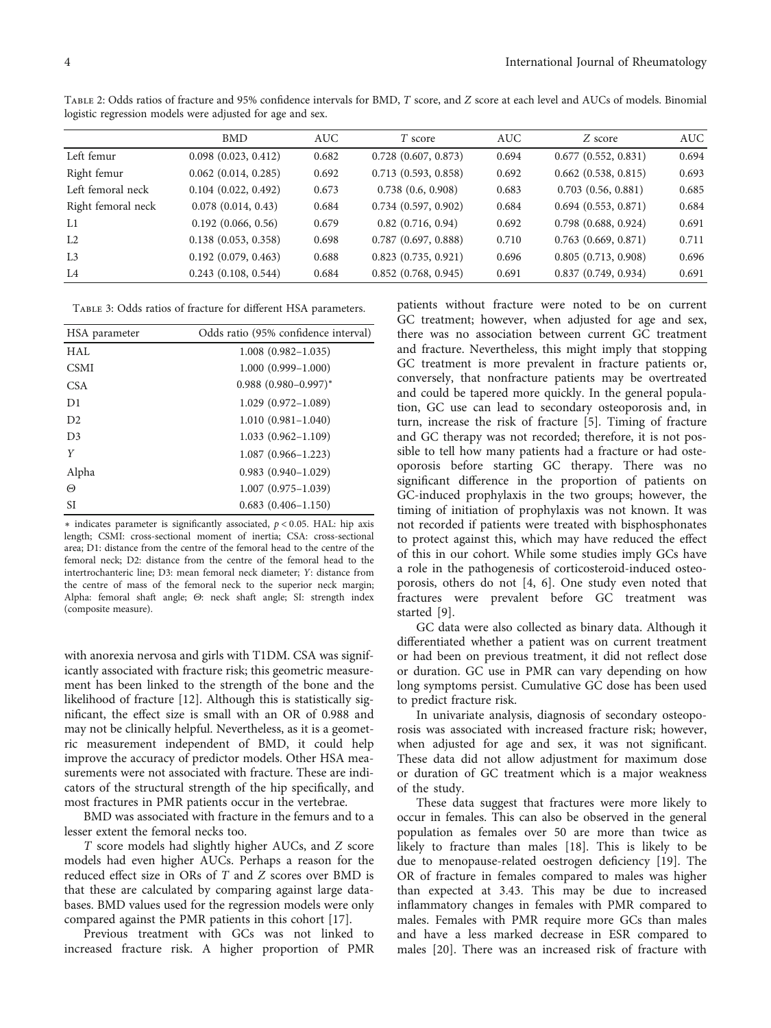Table 2: Odds ratios of fracture and 95% confidence intervals for BMD, *T* score, and *Z* score at each level and AUCs of models. Binomial logistic regression models were adjusted for age and sex.

| | BMD | AUC | *T* score | AUC | *Z* score | AUC |
|---|---|---|---|---|---|---|
| Left femur | 0.098 (0.023, 0.412) | 0.682 | 0.728 (0.607, 0.873) | 0.694 | 0.677 (0.552, 0.831) | 0.694 |
| Right femur | 0.062 (0.014, 0.285) | 0.692 | 0.713 (0.593, 0.858) | 0.692 | 0.662 (0.538, 0.815) | 0.693 |
| Left femoral neck | 0.104 (0.022, 0.492) | 0.673 | 0.738 (0.6, 0.908) | 0.683 | 0.703 (0.56, 0.881) | 0.685 |
| Right femoral neck | 0.078 (0.014, 0.43) | 0.684 | 0.734 (0.597, 0.902) | 0.684 | 0.694 (0.553, 0.871) | 0.684 |
| L1 | 0.192 (0.066, 0.56) | 0.679 | 0.82 (0.716, 0.94) | 0.692 | 0.798 (0.688, 0.924) | 0.691 |
| L2 | 0.138 (0.053, 0.358) | 0.698 | 0.787 (0.697, 0.888) | 0.710 | 0.763 (0.669, 0.871) | 0.711 |
| L3 | 0.192 (0.079, 0.463) | 0.688 | 0.823 (0.735, 0.921) | 0.696 | 0.805 (0.713, 0.908) | 0.696 |
| L4 | 0.243 (0.108, 0.544) | 0.684 | 0.852 (0.768, 0.945) | 0.691 | 0.837 (0.749, 0.934) | 0.691 |

Table 3: Odds ratios of fracture for different HSA parameters.

| HSA parameter | Odds ratio (95% confidence interval) |
|---|---|
| HAL | 1.008 (0.982–1.035) |
| CSMI | 1.000 (0.999–1.000) |
| CSA | 0.988 (0.980–0.997)* |
| D1 | 1.029 (0.972–1.089) |
| D2 | 1.010 (0.981–1.040) |
| D3 | 1.033 (0.962–1.109) |
| *Y* | 1.087 (0.966–1.223) |
| Alpha | 0.983 (0.940–1.029) |
| Θ | 1.007 (0.975–1.039) |
| SI | 0.683 (0.406–1.150) |

* indicates parameter is significantly associated, $p < 0.05$. HAL: hip axis length; CSMI: cross-sectional moment of inertia; CSA: cross-sectional area; D1: distance from the centre of the femoral head to the centre of the femoral neck; D2: distance from the centre of the femoral head to the intertrochanteric line; D3: mean femoral neck diameter; *Y*: distance from the centre of mass of the femoral neck to the superior neck margin; Alpha: femoral shaft angle; Θ: neck shaft angle; SI: strength index (composite measure).

with anorexia nervosa and girls with T1DM. CSA was significantly associated with fracture risk; this geometric measurement has been linked to the strength of the bone and the likelihood of fracture [12]. Although this is statistically significant, the effect size is small with an OR of 0.988 and may not be clinically helpful. Nevertheless, as it is a geometric measurement independent of BMD, it could help improve the accuracy of predictor models. Other HSA measurements were not associated with fracture. These are indicators of the structural strength of the hip specifically, and most fractures in PMR patients occur in the vertebrae.

BMD was associated with fracture in the femurs and to a lesser extent the femoral necks too.

*T* score models had slightly higher AUCs, and *Z* score models had even higher AUCs. Perhaps a reason for the reduced effect size in ORs of *T* and *Z* scores over BMD is that these are calculated by comparing against large databases. BMD values used for the regression models were only compared against the PMR patients in this cohort [17].

Previous treatment with GCs was not linked to increased fracture risk. A higher proportion of PMR patients without fracture were noted to be on current GC treatment; however, when adjusted for age and sex, there was no association between current GC treatment and fracture. Nevertheless, this might imply that stopping GC treatment is more prevalent in fracture patients or, conversely, that nonfracture patients may be overtreated and could be tapered more quickly. In the general population, GC use can lead to secondary osteoporosis and, in turn, increase the risk of fracture [5]. Timing of fracture and GC therapy was not recorded; therefore, it is not possible to tell how many patients had a fracture or had osteoporosis before starting GC therapy. There was no significant difference in the proportion of patients on GC-induced prophylaxis in the two groups; however, the timing of initiation of prophylaxis was not known. It was not recorded if patients were treated with bisphosphonates to protect against this, which may have reduced the effect of this in our cohort. While some studies imply GCs have a role in the pathogenesis of corticosteroid-induced osteoporosis, others do not [4, 6]. One study even noted that fractures were prevalent before GC treatment was started [9].

GC data were also collected as binary data. Although it differentiated whether a patient was on current treatment or had been on previous treatment, it did not reflect dose or duration. GC use in PMR can vary depending on how long symptoms persist. Cumulative GC dose has been used to predict fracture risk.

In univariate analysis, diagnosis of secondary osteoporosis was associated with increased fracture risk; however, when adjusted for age and sex, it was not significant. These data did not allow adjustment for maximum dose or duration of GC treatment which is a major weakness of the study.

These data suggest that fractures were more likely to occur in females. This can also be observed in the general population as females over 50 are more than twice as likely to fracture than males [18]. This is likely to be due to menopause-related oestrogen deficiency [19]. The OR of fracture in females compared to males was higher than expected at 3.43. This may be due to increased inflammatory changes in females with PMR compared to males. Females with PMR require more GCs than males and have a less marked decrease in ESR compared to males [20]. There was an increased risk of fracture with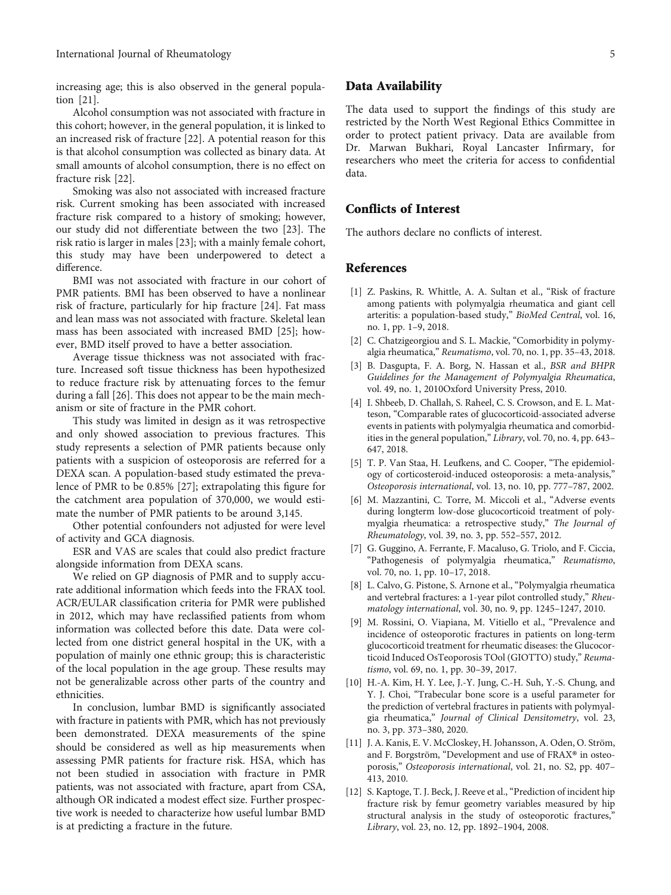increasing age; this is also observed in the general population [21].

Alcohol consumption was not associated with fracture in this cohort; however, in the general population, it is linked to an increased risk of fracture [22]. A potential reason for this is that alcohol consumption was collected as binary data. At small amounts of alcohol consumption, there is no effect on fracture risk [22].

Smoking was also not associated with increased fracture risk. Current smoking has been associated with increased fracture risk compared to a history of smoking; however, our study did not differentiate between the two [23]. The risk ratio is larger in males [23]; with a mainly female cohort, this study may have been underpowered to detect a difference.

BMI was not associated with fracture in our cohort of PMR patients. BMI has been observed to have a nonlinear risk of fracture, particularly for hip fracture [24]. Fat mass and lean mass was not associated with fracture. Skeletal lean mass has been associated with increased BMD [25]; however, BMD itself proved to have a better association.

Average tissue thickness was not associated with fracture. Increased soft tissue thickness has been hypothesized to reduce fracture risk by attenuating forces to the femur during a fall [26]. This does not appear to be the main mechanism or site of fracture in the PMR cohort.

This study was limited in design as it was retrospective and only showed association to previous fractures. This study represents a selection of PMR patients because only patients with a suspicion of osteoporosis are referred for a DEXA scan. A population-based study estimated the prevalence of PMR to be 0.85% [27]; extrapolating this figure for the catchment area population of 370,000, we would estimate the number of PMR patients to be around 3,145.

Other potential confounders not adjusted for were level of activity and GCA diagnosis.

ESR and VAS are scales that could also predict fracture alongside information from DEXA scans.

We relied on GP diagnosis of PMR and to supply accurate additional information which feeds into the FRAX tool. ACR/EULAR classification criteria for PMR were published in 2012, which may have reclassified patients from whom information was collected before this date. Data were collected from one district general hospital in the UK, with a population of mainly one ethnic group; this is characteristic of the local population in the age group. These results may not be generalizable across other parts of the country and ethnicities.

In conclusion, lumbar BMD is significantly associated with fracture in patients with PMR, which has not previously been demonstrated. DEXA measurements of the spine should be considered as well as hip measurements when assessing PMR patients for fracture risk. HSA, which has not been studied in association with fracture in PMR patients, was not associated with fracture, apart from CSA, although OR indicated a modest effect size. Further prospective work is needed to characterize how useful lumbar BMD is at predicting a fracture in the future.

## Data Availability

The data used to support the findings of this study are restricted by the North West Regional Ethics Committee in order to protect patient privacy. Data are available from Dr. Marwan Bukhari, Royal Lancaster Infirmary, for researchers who meet the criteria for access to confidential data.

## Conflicts of Interest

The authors declare no conflicts of interest.

## References

[1] Z. Paskins, R. Whittle, A. A. Sultan et al., "Risk of fracture among patients with polymyalgia rheumatica and giant cell arteritis: a population-based study," *BioMed Central*, vol. 16, no. 1, pp. 1–9, 2018.

[2] C. Chatzigeorgiou and S. L. Mackie, "Comorbidity in polymyalgia rheumatica," *Reumatismo*, vol. 70, no. 1, pp. 35–43, 2018.

[3] B. Dasgupta, F. A. Borg, N. Hassan et al., *BSR and BHPR Guidelines for the Management of Polymyalgia Rheumatica*, vol. 49, no. 1, 2010Oxford University Press, 2010.

[4] I. Shbeeb, D. Challah, S. Raheel, C. S. Crowson, and E. L. Matteson, "Comparable rates of glucocorticoid-associated adverse events in patients with polymyalgia rheumatica and comorbidities in the general population," *Library*, vol. 70, no. 4, pp. 643–647, 2018.

[5] T. P. Van Staa, H. Leufkens, and C. Cooper, "The epidemiology of corticosteroid-induced osteoporosis: a meta-analysis," *Osteoporosis international*, vol. 13, no. 10, pp. 777–787, 2002.

[6] M. Mazzantini, C. Torre, M. Miccoli et al., "Adverse events during longterm low-dose glucocorticoid treatment of polymyalgia rheumatica: a retrospective study," *The Journal of Rheumatology*, vol. 39, no. 3, pp. 552–557, 2012.

[7] G. Guggino, A. Ferrante, F. Macaluso, G. Triolo, and F. Ciccia, "Pathogenesis of polymyalgia rheumatica," *Reumatismo*, vol. 70, no. 1, pp. 10–17, 2018.

[8] L. Calvo, G. Pistone, S. Arnone et al., "Polymyalgia rheumatica and vertebral fractures: a 1-year pilot controlled study," *Rheumatology international*, vol. 30, no. 9, pp. 1245–1247, 2010.

[9] M. Rossini, O. Viapiana, M. Vitiello et al., "Prevalence and incidence of osteoporotic fractures in patients on long-term glucocorticoid treatment for rheumatic diseases: the Glucocorticoid Induced OsTeoporosis TOol (GIOTTO) study," *Reumatismo*, vol. 69, no. 1, pp. 30–39, 2017.

[10] H.-A. Kim, H. Y. Lee, J.-Y. Jung, C.-H. Suh, Y.-S. Chung, and Y. J. Choi, "Trabecular bone score is a useful parameter for the prediction of vertebral fractures in patients with polymyalgia rheumatica," *Journal of Clinical Densitometry*, vol. 23, no. 3, pp. 373–380, 2020.

[11] J. A. Kanis, E. V. McCloskey, H. Johansson, A. Oden, O. Ström, and F. Borgström, "Development and use of FRAX® in osteoporosis," *Osteoporosis international*, vol. 21, no. S2, pp. 407–413, 2010.

[12] S. Kaptoge, T. J. Beck, J. Reeve et al., "Prediction of incident hip fracture risk by femur geometry variables measured by hip structural analysis in the study of osteoporotic fractures," *Library*, vol. 23, no. 12, pp. 1892–1904, 2008.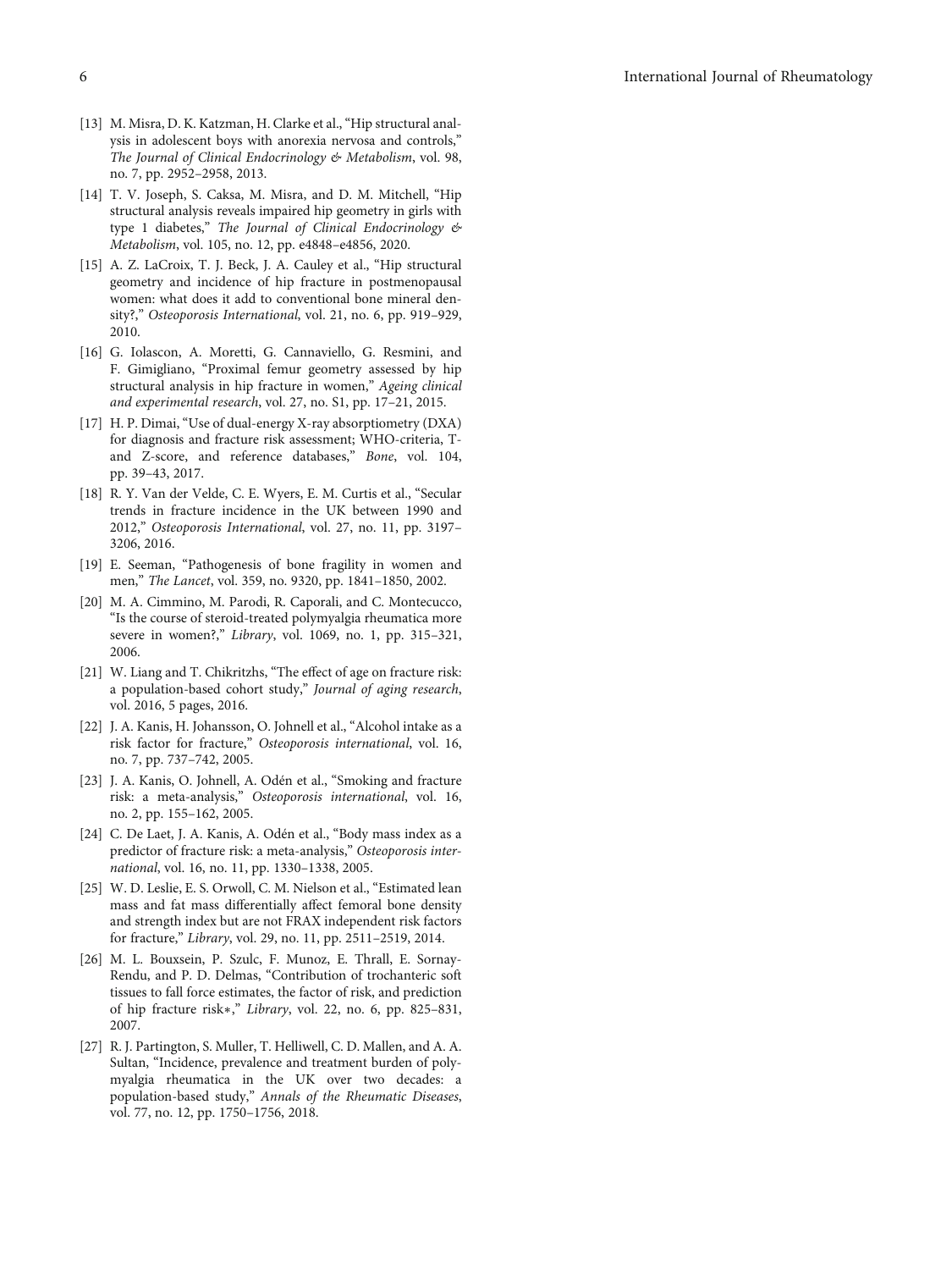[13] M. Misra, D. K. Katzman, H. Clarke et al., "Hip structural analysis in adolescent boys with anorexia nervosa and controls," *The Journal of Clinical Endocrinology & Metabolism*, vol. 98, no. 7, pp. 2952–2958, 2013.

[14] T. V. Joseph, S. Caksa, M. Misra, and D. M. Mitchell, "Hip structural analysis reveals impaired hip geometry in girls with type 1 diabetes," *The Journal of Clinical Endocrinology & Metabolism*, vol. 105, no. 12, pp. e4848–e4856, 2020.

[15] A. Z. LaCroix, T. J. Beck, J. A. Cauley et al., "Hip structural geometry and incidence of hip fracture in postmenopausal women: what does it add to conventional bone mineral density?," *Osteoporosis International*, vol. 21, no. 6, pp. 919–929, 2010.

[16] G. Iolascon, A. Moretti, G. Cannaviello, G. Resmini, and F. Gimigliano, "Proximal femur geometry assessed by hip structural analysis in hip fracture in women," *Ageing clinical and experimental research*, vol. 27, no. S1, pp. 17–21, 2015.

[17] H. P. Dimai, "Use of dual-energy X-ray absorptiometry (DXA) for diagnosis and fracture risk assessment; WHO-criteria, T- and Z-score, and reference databases," *Bone*, vol. 104, pp. 39–43, 2017.

[18] R. Y. Van der Velde, C. E. Wyers, E. M. Curtis et al., "Secular trends in fracture incidence in the UK between 1990 and 2012," *Osteoporosis International*, vol. 27, no. 11, pp. 3197–3206, 2016.

[19] E. Seeman, "Pathogenesis of bone fragility in women and men," *The Lancet*, vol. 359, no. 9320, pp. 1841–1850, 2002.

[20] M. A. Cimmino, M. Parodi, R. Caporali, and C. Montecucco, "Is the course of steroid-treated polymyalgia rheumatica more severe in women?," *Library*, vol. 1069, no. 1, pp. 315–321, 2006.

[21] W. Liang and T. Chikritzhs, "The effect of age on fracture risk: a population-based cohort study," *Journal of aging research*, vol. 2016, 5 pages, 2016.

[22] J. A. Kanis, H. Johansson, O. Johnell et al., "Alcohol intake as a risk factor for fracture," *Osteoporosis international*, vol. 16, no. 7, pp. 737–742, 2005.

[23] J. A. Kanis, O. Johnell, A. Odén et al., "Smoking and fracture risk: a meta-analysis," *Osteoporosis international*, vol. 16, no. 2, pp. 155–162, 2005.

[24] C. De Laet, J. A. Kanis, A. Odén et al., "Body mass index as a predictor of fracture risk: a meta-analysis," *Osteoporosis international*, vol. 16, no. 11, pp. 1330–1338, 2005.

[25] W. D. Leslie, E. S. Orwoll, C. M. Nielson et al., "Estimated lean mass and fat mass differentially affect femoral bone density and strength index but are not FRAX independent risk factors for fracture," *Library*, vol. 29, no. 11, pp. 2511–2519, 2014.

[26] M. L. Bouxsein, P. Szulc, F. Munoz, E. Thrall, E. Sornay-Rendu, and P. D. Delmas, "Contribution of trochanteric soft tissues to fall force estimates, the factor of risk, and prediction of hip fracture risk*," *Library*, vol. 22, no. 6, pp. 825–831, 2007.

[27] R. J. Partington, S. Muller, T. Helliwell, C. D. Mallen, and A. A. Sultan, "Incidence, prevalence and treatment burden of polymyalgia rheumatica in the UK over two decades: a population-based study," *Annals of the Rheumatic Diseases*, vol. 77, no. 12, pp. 1750–1756, 2018.